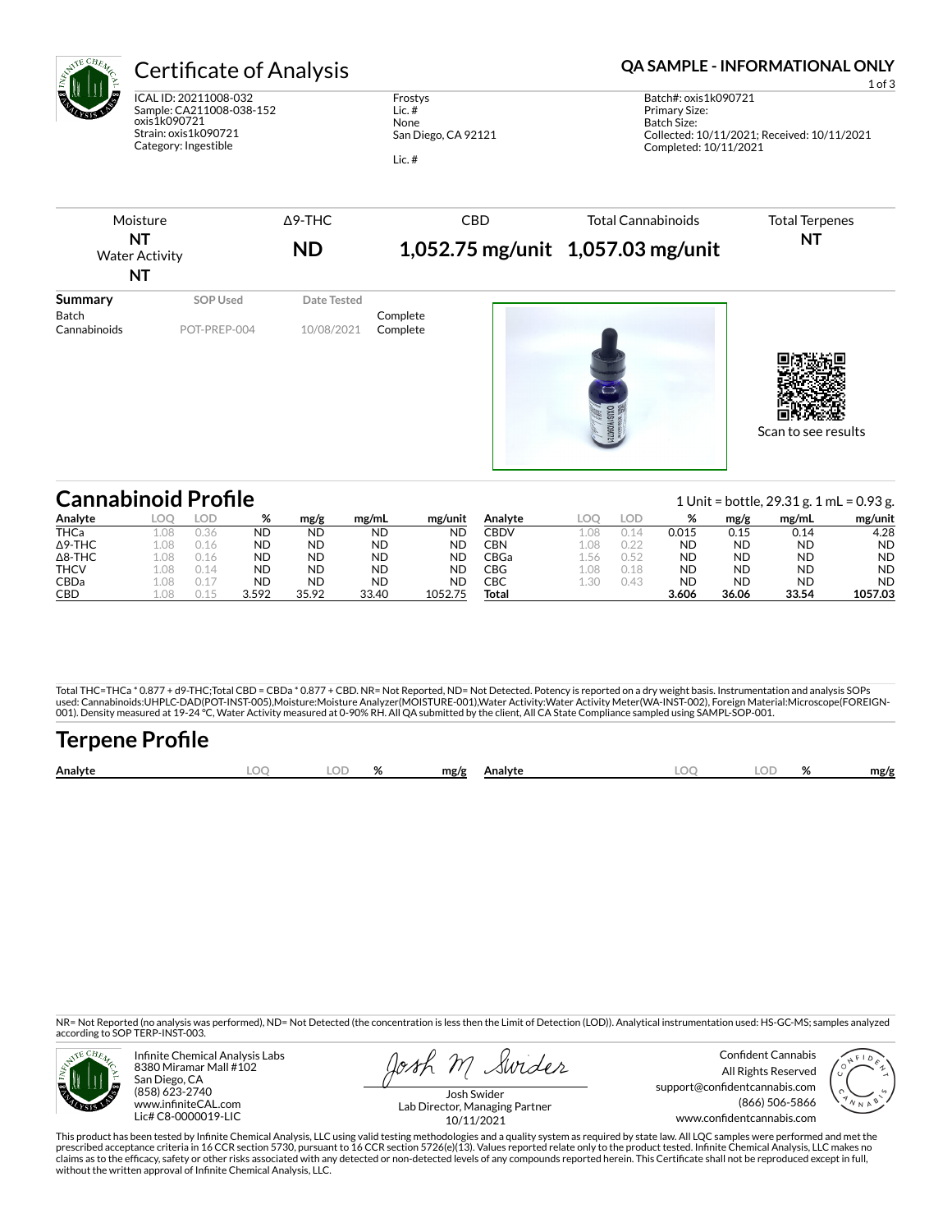# Certificate of Analysis

**QA SAMPLE - INFORMATIONAL ONLY**

ICAL ID: 20211008-032
Sample: CA211008-038-152
oxis1k090721
Strain: oxis1k090721
Category: Ingestible

Frostys
Lic. #
None
San Diego, CA 92121

Lic. #

Batch#: oxis1k090721
Primary Size:
Batch Size:
Collected: 10/11/2021; Received: 10/11/2021
Completed: 10/11/2021

| Moisture | Δ9-THC | CBD | Total Cannabinoids | Total Terpenes |
|---|---|---|---|---|
| **NT** | **ND** | **1,052.75 mg/unit** | **1,057.03 mg/unit** | **NT** |
| Water Activity **NT** | | | | |

| Summary | SOP Used | Date Tested | |
|---|---|---|---|
| Batch | | | Complete |
| Cannabinoids | POT-PREP-004 | 10/08/2021 | Complete |

Scan to see results

## Cannabinoid Profile

1 Unit = bottle, 29.31 g. 1 mL = 0.93 g.

| Analyte | LOQ | LOD | % | mg/g | mg/mL | mg/unit |
|---|---|---|---|---|---|---|
| THCa | 1.08 | 0.36 | ND | ND | ND | ND |
| Δ9-THC | 1.08 | 0.16 | ND | ND | ND | ND |
| Δ8-THC | 1.08 | 0.16 | ND | ND | ND | ND |
| THCV | 1.08 | 0.14 | ND | ND | ND | ND |
| CBDa | 1.08 | 0.17 | ND | ND | ND | ND |
| CBD | 1.08 | 0.15 | 3.592 | 35.92 | 33.40 | 1052.75 |
| CBDV | 1.08 | 0.14 | 0.015 | 0.15 | 0.14 | 4.28 |
| CBN | 1.08 | 0.22 | ND | ND | ND | ND |
| CBGa | 1.56 | 0.52 | ND | ND | ND | ND |
| CBG | 1.08 | 0.18 | ND | ND | ND | ND |
| CBC | 1.30 | 0.43 | ND | ND | ND | ND |
| **Total** | | | **3.606** | **36.06** | **33.54** | **1057.03** |

Total THC=THCa * 0.877 + d9-THC;Total CBD = CBDa * 0.877 + CBD. NR= Not Reported, ND= Not Detected. Potency is reported on a dry weight basis. Instrumentation and analysis SOPs used: Cannabinoids:UHPLC-DAD(POT-INST-005),Moisture:Moisture Analyzer(MOISTURE-001),Water Activity:Water Activity Meter(WA-INST-002), Foreign Material:Microscope(FOREIGN-001). Density measured at 19-24 °C, Water Activity measured at 0-90% RH. All QA submitted by the client, All CA State Compliance sampled using SAMPL-SOP-001.

## Terpene Profile

| Analyte | LOQ | LOD | % | mg/g | Analyte | LOQ | LOD | % | mg/g |
|---|---|---|---|---|---|---|---|---|---|

NR= Not Reported (no analysis was performed), ND= Not Detected (the concentration is less then the Limit of Detection (LOD)). Analytical instrumentation used: HS-GC-MS; samples analyzed according to SOP TERP-INST-003.

Infinite Chemical Analysis Labs
8380 Miramar Mall #102
San Diego, CA
(858) 623-2740
www.infiniteCAL.com
Lic# C8-0000019-LIC

Josh Swider
Lab Director, Managing Partner
10/11/2021

Confident Cannabis
All Rights Reserved
support@confidentcannabis.com
(866) 506-5866
www.confidentcannabis.com

This product has been tested by Infinite Chemical Analysis, LLC using valid testing methodologies and a quality system as required by state law. All LQC samples were performed and met the prescribed acceptance criteria in 16 CCR section 5730, pursuant to 16 CCR section 5726(e)(13). Values reported relate only to the product tested. Infinite Chemical Analysis, LLC makes no claims as to the efficacy, safety or other risks associated with any detected or non-detected levels of any compounds reported herein. This Certificate shall not be reproduced except in full, without the written approval of Infinite Chemical Analysis, LLC.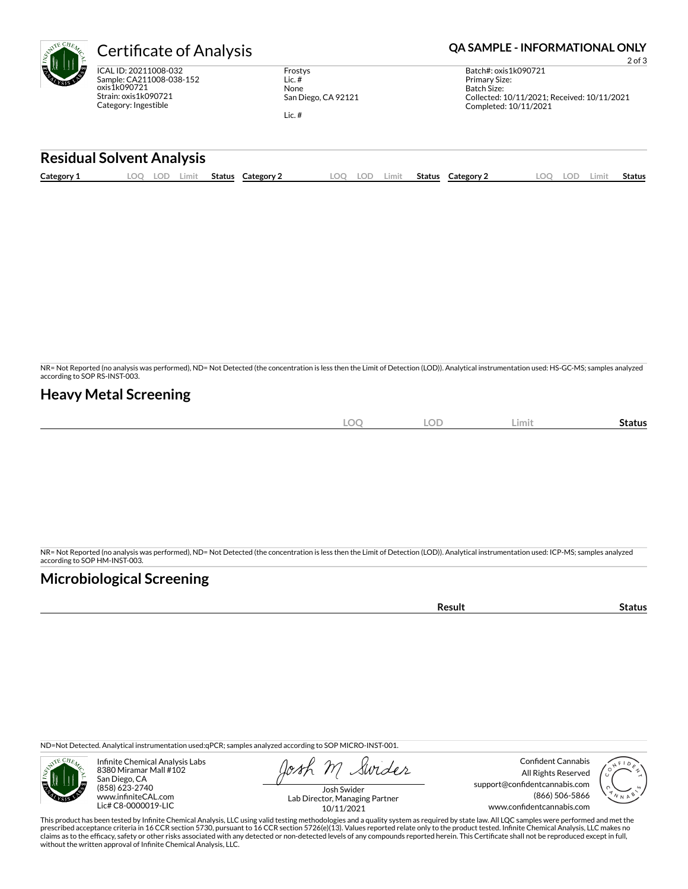# Certificate of Analysis

**QA SAMPLE - INFORMATIONAL ONLY**

ICAL ID: 20211008-032
Sample: CA211008-038-152
oxis1k090721
Strain: oxis1k090721
Category: Ingestible

Frostys
Lic. #
None
San Diego, CA 92121

Lic. #

Batch#: oxis1k090721
Primary Size:
Batch Size:
Collected: 10/11/2021; Received: 10/11/2021
Completed: 10/11/2021

## Residual Solvent Analysis

| Category 1 | LOQ | LOD | Limit | Status | Category 2 | LOQ | LOD | Limit | Status | Category 2 | LOQ | LOD | Limit | Status |
|---|---|---|---|---|---|---|---|---|---|---|---|---|---|---|

NR= Not Reported (no analysis was performed), ND= Not Detected (the concentration is less then the Limit of Detection (LOD)). Analytical instrumentation used: HS-GC-MS; samples analyzed according to SOP RS-INST-003.

## Heavy Metal Screening

| | LOQ | LOD | Limit | Status |
|---|---|---|---|---|

NR= Not Reported (no analysis was performed), ND= Not Detected (the concentration is less then the Limit of Detection (LOD)). Analytical instrumentation used: ICP-MS; samples analyzed according to SOP HM-INST-003.

## Microbiological Screening

| | Result | Status |
|---|---|---|

ND=Not Detected. Analytical instrumentation used:qPCR; samples analyzed according to SOP MICRO-INST-001.

Infinite Chemical Analysis Labs
8380 Miramar Mall #102
San Diego, CA
(858) 623-2740
www.infiniteCAL.com
Lic# C8-0000019-LIC

Josh Swider
Lab Director, Managing Partner
10/11/2021

Confident Cannabis
All Rights Reserved
support@confidentcannabis.com
(866) 506-5866
www.confidentcannabis.com

This product has been tested by Infinite Chemical Analysis, LLC using valid testing methodologies and a quality system as required by state law. All LQC samples were performed and met the prescribed acceptance criteria in 16 CCR section 5730, pursuant to 16 CCR section 5726(e)(13). Values reported relate only to the product tested. Infinite Chemical Analysis, LLC makes no claims as to the efficacy, safety or other risks associated with any detected or non-detected levels of any compounds reported herein. This Certificate shall not be reproduced except in full, without the written approval of Infinite Chemical Analysis, LLC.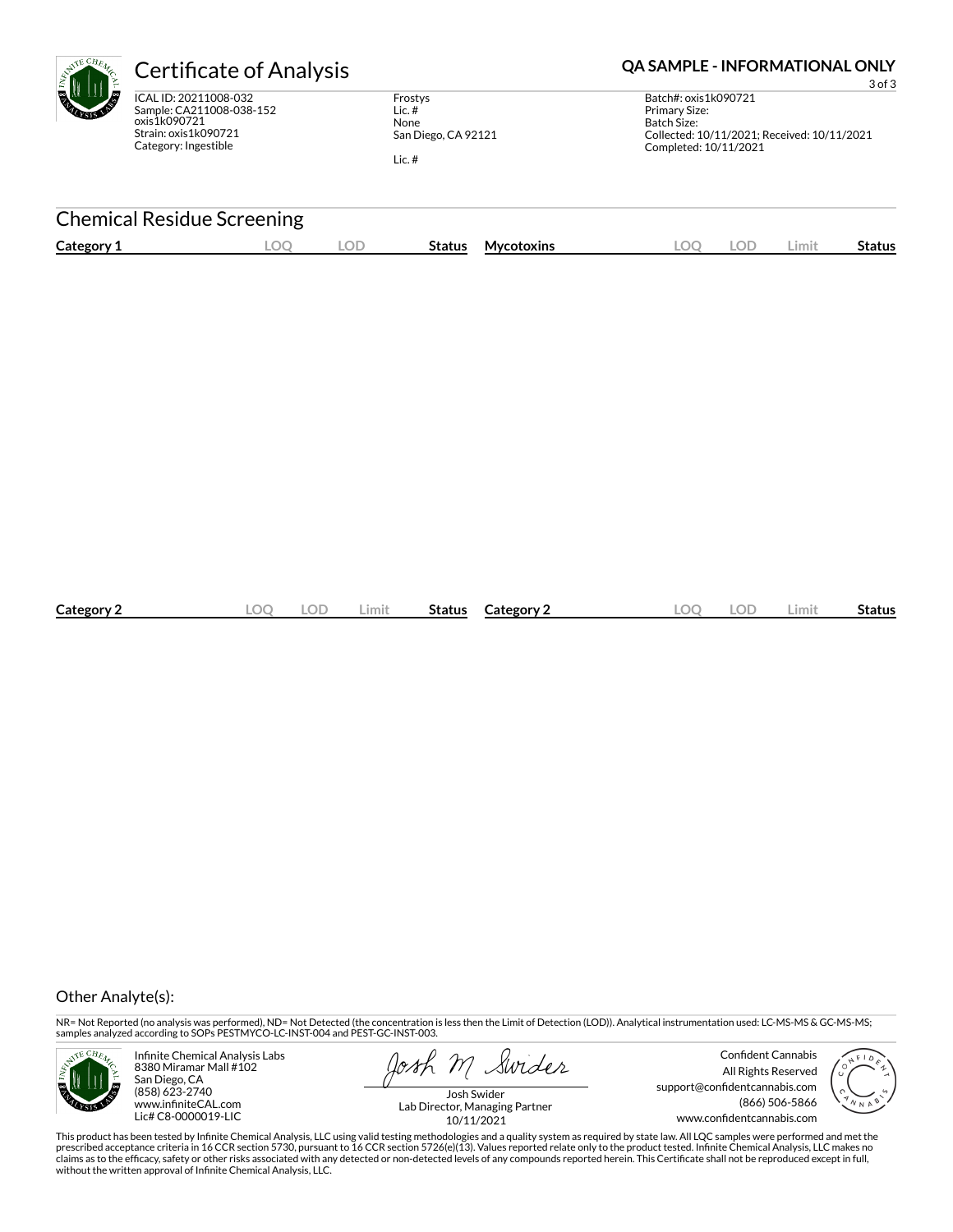# Certificate of Analysis

**QA SAMPLE - INFORMATIONAL ONLY**

ICAL ID: 20211008-032
Sample: CA211008-038-152
oxis1k090721
Strain: oxis1k090721
Category: Ingestible

Frostys
Lic. #
None
San Diego, CA 92121

Lic. #

Batch#: oxis1k090721
Primary Size:
Batch Size:
Collected: 10/11/2021; Received: 10/11/2021
Completed: 10/11/2021

## Chemical Residue Screening

| Category 1 | LOQ | LOD | Status |
|---|---|---|---|

| Mycotoxins | LOQ | LOD | Limit | Status |
|---|---|---|---|---|

| Category 2 | LOQ | LOD | Limit | Status |
|---|---|---|---|---|

| Category 2 | LOQ | LOD | Limit | Status |
|---|---|---|---|---|

Other Analyte(s):

NR= Not Reported (no analysis was performed), ND= Not Detected (the concentration is less then the Limit of Detection (LOD)). Analytical instrumentation used: LC-MS-MS & GC-MS-MS; samples analyzed according to SOPs PESTMYCO-LC-INST-004 and PEST-GC-INST-003.

Infinite Chemical Analysis Labs
8380 Miramar Mall #102
San Diego, CA
(858) 623-2740
www.infiniteCAL.com
Lic# C8-0000019-LIC

Josh Swider
Lab Director, Managing Partner
10/11/2021

Confident Cannabis
All Rights Reserved
support@confidentcannabis.com
(866) 506-5866
www.confidentcannabis.com

This product has been tested by Infinite Chemical Analysis, LLC using valid testing methodologies and a quality system as required by state law. All LQC samples were performed and met the prescribed acceptance criteria in 16 CCR section 5730, pursuant to 16 CCR section 5726(e)(13). Values reported relate only to the product tested. Infinite Chemical Analysis, LLC makes no claims as to the efficacy, safety or other risks associated with any detected or non-detected levels of any compounds reported herein. This Certificate shall not be reproduced except in full, without the written approval of Infinite Chemical Analysis, LLC.